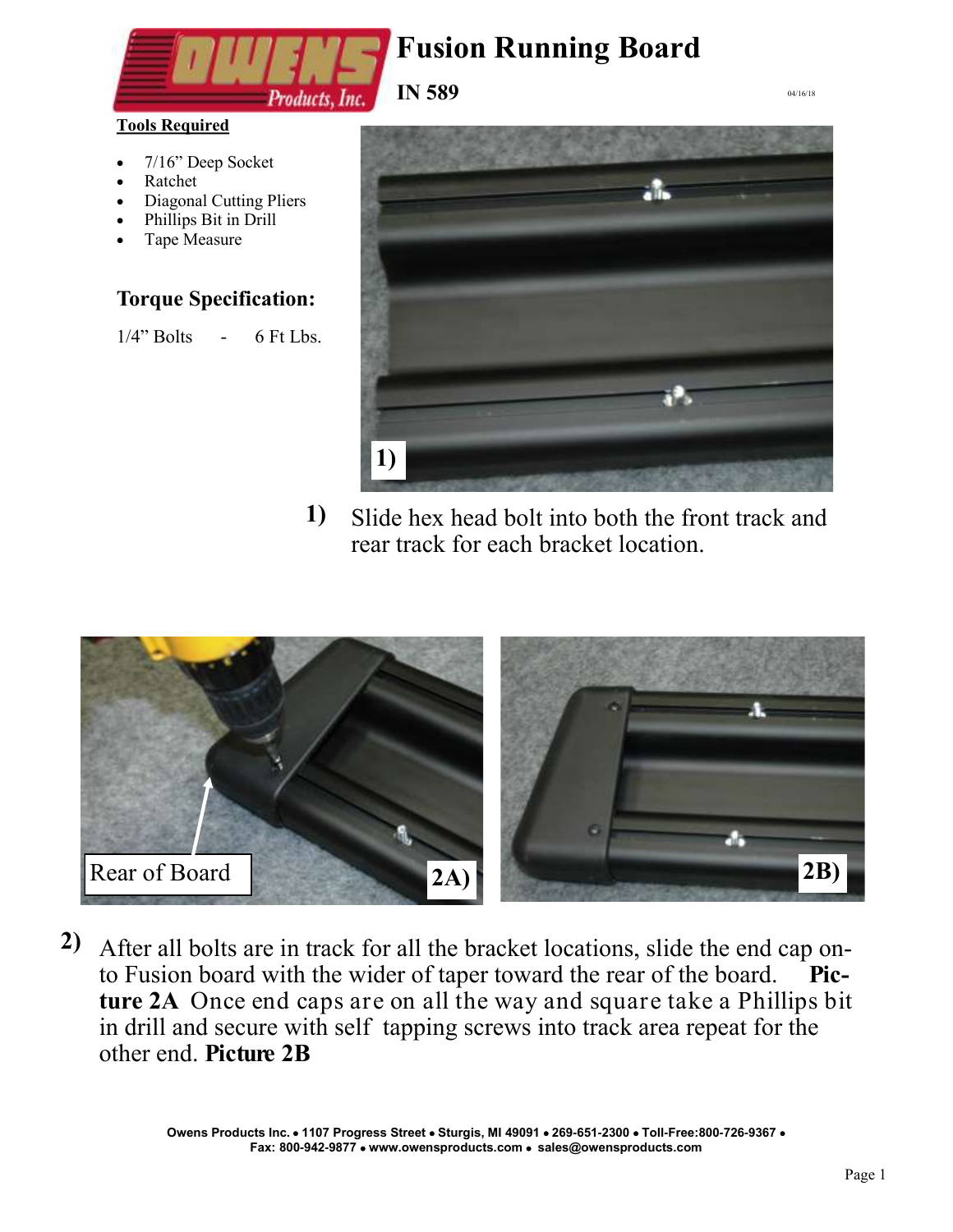# Fusion Running Board

**IN 589**

04/16/18

**Tools Required**

- 7/16" Deep Socket
- Ratchet
- Diagonal Cutting Pliers
- Phillips Bit in Drill
- Tape Measure

### Torque Specification:

1/4" Bolts - 6 Ft Lbs.

**1)** Slide hex head bolt into both the front track and rear track for each bracket location.

Rear of Board

**2)** After all bolts are in track for all the bracket locations, slide the end cap onto Fusion board with the wider of taper toward the rear of the board. **Picture 2A** Once end caps are on all the way and square take a Phillips bit in drill and secure with self tapping screws into track area repeat for the other end. **Picture 2B**

Owens Products Inc. • 1107 Progress Street • Sturgis, MI 49091 • 269-651-2300 • Toll-Free:800-726-9367 • Fax: 800-942-9877 • www.owensproducts.com • sales@owensproducts.com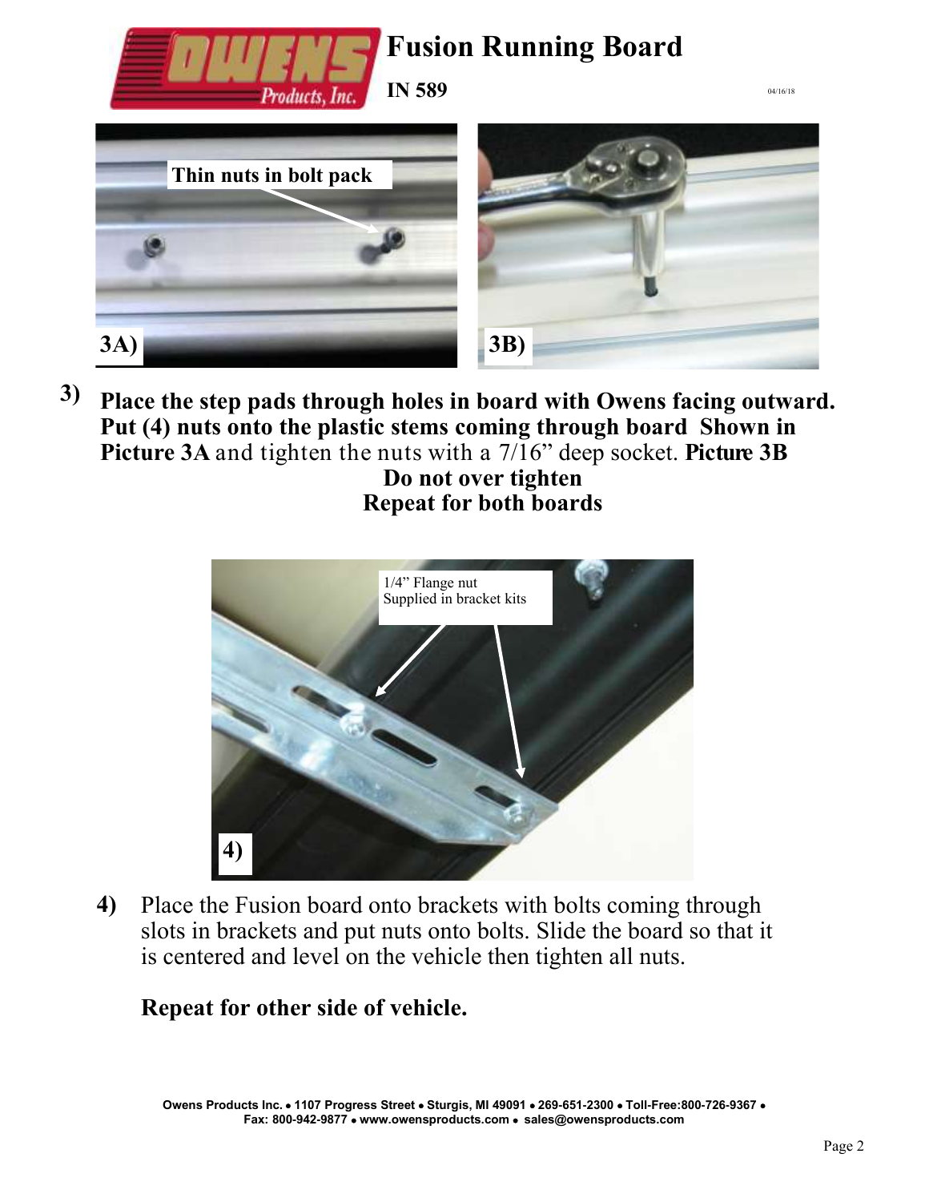Thin nuts in bolt pack

3A)

3B)

**3) Place the step pads through holes in board with Owens facing outward. Put (4) nuts onto the plastic stems coming through board Shown in Picture 3A** and tighten the nuts with a 7/16" deep socket. **Picture 3B**

**Do not over tighten**

**Repeat for both boards**

1/4" Flange nut Supplied in bracket kits

4)

**4)** Place the Fusion board onto brackets with bolts coming through slots in brackets and put nuts onto bolts. Slide the board so that it is centered and level on the vehicle then tighten all nuts.

**Repeat for other side of vehicle.**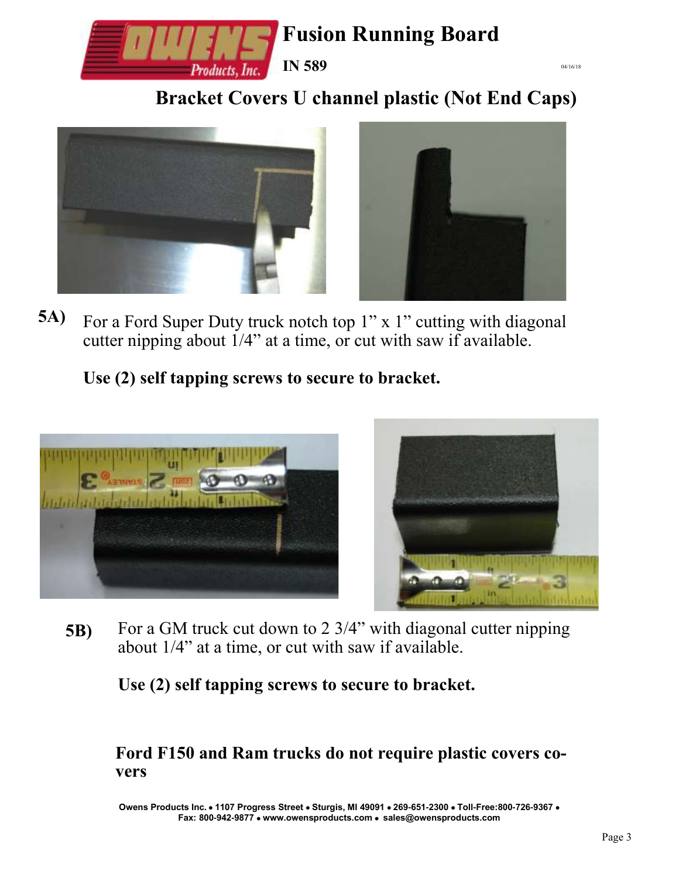# Fusion Running Board

**IN 589**

04/16/18

## Bracket Covers U channel plastic (Not End Caps)

**5A)** For a Ford Super Duty truck notch top 1" x 1" cutting with diagonal cutter nipping about 1/4" at a time, or cut with saw if available.

**Use (2) self tapping screws to secure to bracket.**

**5B)** For a GM truck cut down to 2 3/4" with diagonal cutter nipping about 1/4" at a time, or cut with saw if available.

**Use (2) self tapping screws to secure to bracket.**

**Ford F150 and Ram trucks do not require plastic covers covers**

Owens Products Inc. • 1107 Progress Street • Sturgis, MI 49091 • 269-651-2300 • Toll-Free:800-726-9367 • Fax: 800-942-9877 • www.owensproducts.com • sales@owensproducts.com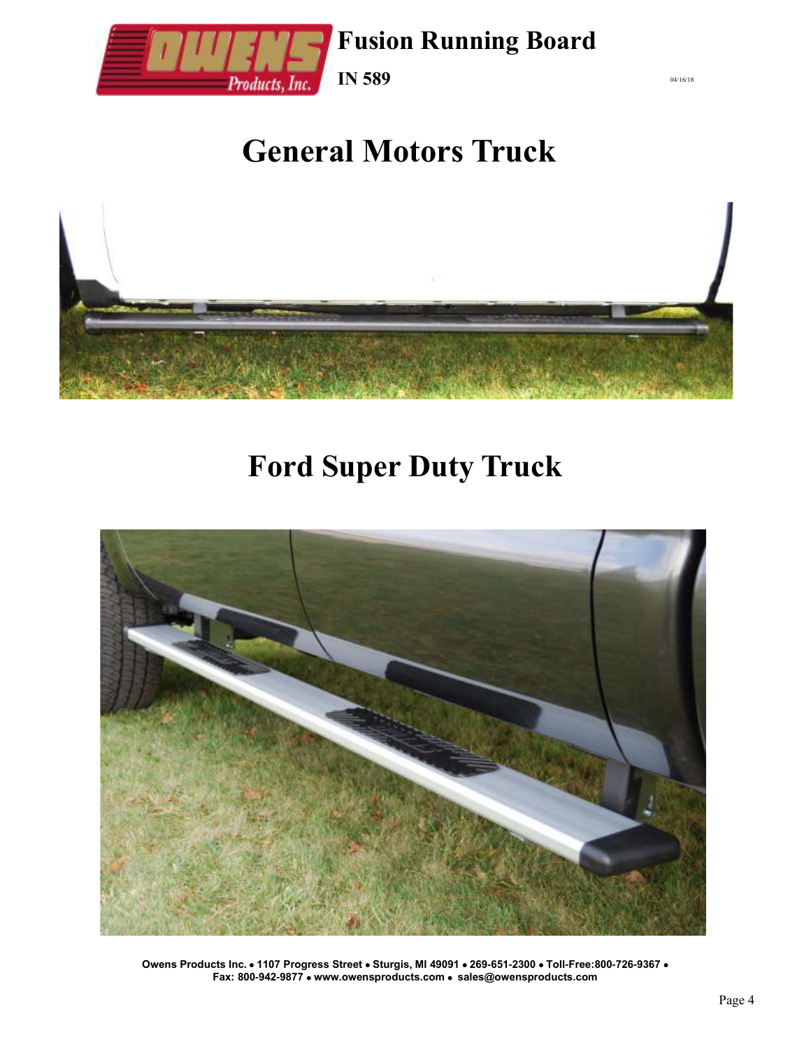# Fusion Running Board

**IN 589**

04/16/18

## General Motors Truck

## Ford Super Duty Truck

**Owens Products Inc. • 1107 Progress Street • Sturgis, MI 49091 • 269-651-2300 • Toll-Free:800-726-9367 • Fax: 800-942-9877 • www.owensproducts.com • sales@owensproducts.com**